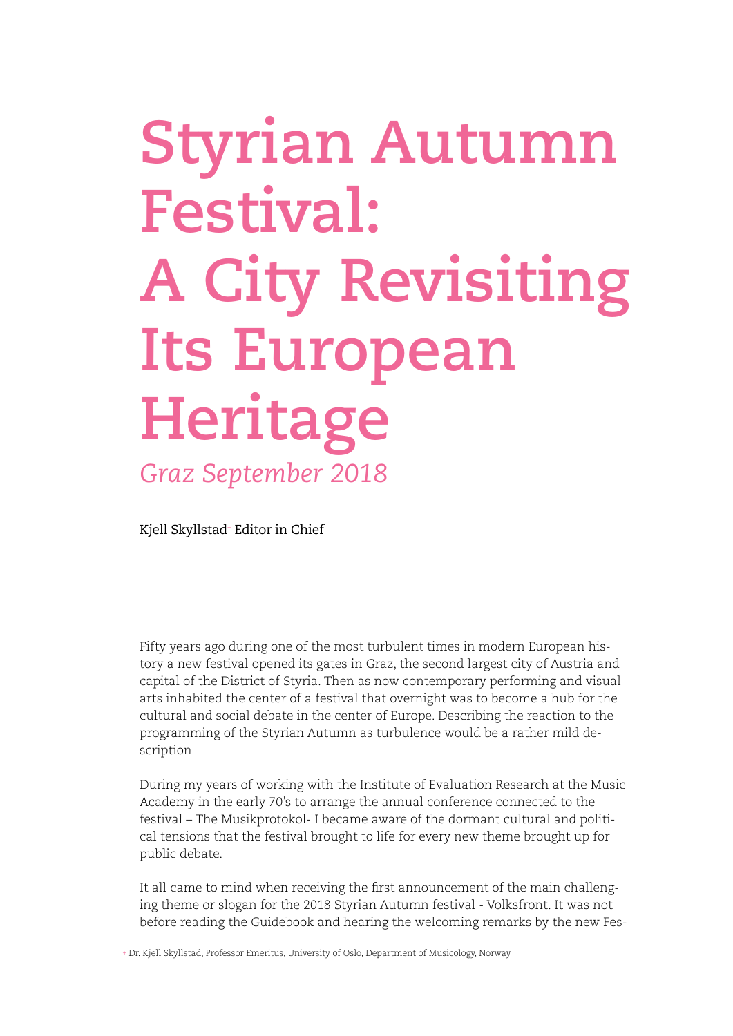# Styrian Autumn Festival: A City Revisiting Its European Heritage

*Graz September 2018*

Kjell Skyllstad[+] Editor in Chief

Fifty years ago during one of the most turbulent times in modern European history a new festival opened its gates in Graz, the second largest city of Austria and capital of the District of Styria. Then as now contemporary performing and visual arts inhabited the center of a festival that overnight was to become a hub for the cultural and social debate in the center of Europe. Describing the reaction to the programming of the Styrian Autumn as turbulence would be a rather mild description

During my years of working with the Institute of Evaluation Research at the Music Academy in the early 70's to arrange the annual conference connected to the festival – The Musikprotokol- I became aware of the dormant cultural and political tensions that the festival brought to life for every new theme brought up for public debate.

It all came to mind when receiving the first announcement of the main challenging theme or slogan for the 2018 Styrian Autumn festival - Volksfront. It was not before reading the Guidebook and hearing the welcoming remarks by the new Fes-

[+] Dr. Kjell Skyllstad, Professor Emeritus, University of Oslo, Department of Musicology, Norway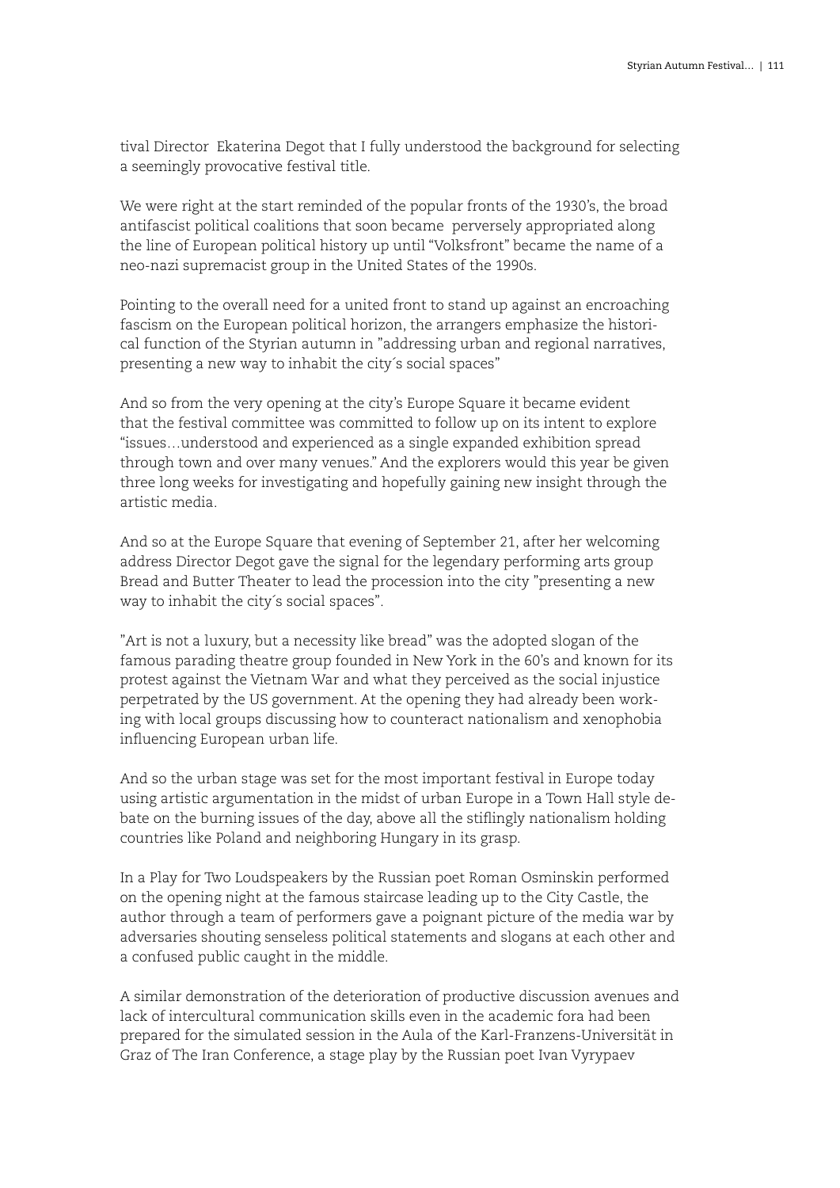tival Director  Ekaterina Degot that I fully understood the background for selecting a seemingly provocative festival title.

We were right at the start reminded of the popular fronts of the 1930's, the broad antifascist political coalitions that soon became  perversely appropriated along the line of European political history up until "Volksfront" became the name of a neo-nazi supremacist group in the United States of the 1990s.

Pointing to the overall need for a united front to stand up against an encroaching fascism on the European political horizon, the arrangers emphasize the historical function of the Styrian autumn in "addressing urban and regional narratives, presenting a new way to inhabit the city´s social spaces"

And so from the very opening at the city's Europe Square it became evident that the festival committee was committed to follow up on its intent to explore "issues…understood and experienced as a single expanded exhibition spread through town and over many venues." And the explorers would this year be given three long weeks for investigating and hopefully gaining new insight through the artistic media.

And so at the Europe Square that evening of September 21, after her welcoming address Director Degot gave the signal for the legendary performing arts group Bread and Butter Theater to lead the procession into the city "presenting a new way to inhabit the city´s social spaces".

"Art is not a luxury, but a necessity like bread" was the adopted slogan of the famous parading theatre group founded in New York in the 60's and known for its protest against the Vietnam War and what they perceived as the social injustice perpetrated by the US government. At the opening they had already been working with local groups discussing how to counteract nationalism and xenophobia influencing European urban life.

And so the urban stage was set for the most important festival in Europe today using artistic argumentation in the midst of urban Europe in a Town Hall style debate on the burning issues of the day, above all the stiflingly nationalism holding countries like Poland and neighboring Hungary in its grasp.

In a Play for Two Loudspeakers by the Russian poet Roman Osminskin performed on the opening night at the famous staircase leading up to the City Castle, the author through a team of performers gave a poignant picture of the media war by adversaries shouting senseless political statements and slogans at each other and a confused public caught in the middle.

A similar demonstration of the deterioration of productive discussion avenues and lack of intercultural communication skills even in the academic fora had been prepared for the simulated session in the Aula of the Karl-Franzens-Universität in Graz of The Iran Conference, a stage play by the Russian poet Ivan Vyrypaev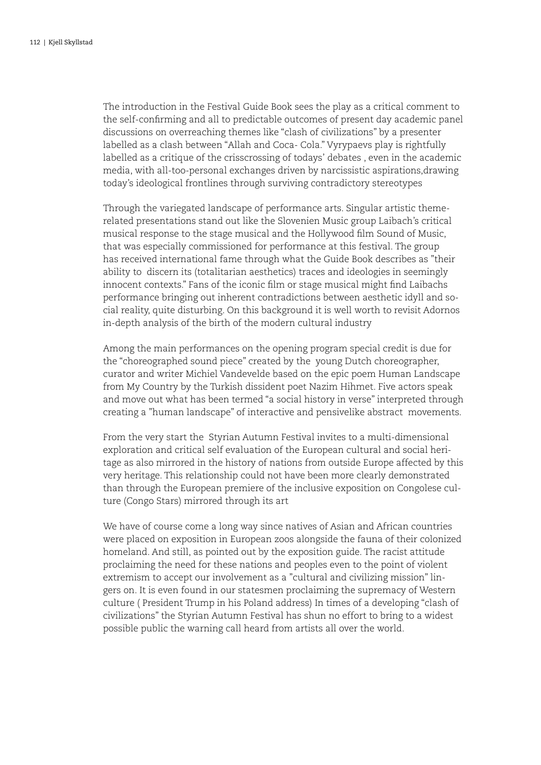The introduction in the Festival Guide Book sees the play as a critical comment to the self-confirming and all to predictable outcomes of present day academic panel discussions on overreaching themes like "clash of civilizations" by a presenter labelled as a clash between "Allah and Coca- Cola." Vyrypaevs play is rightfully labelled as a critique of the crisscrossing of todays' debates , even in the academic media, with all-too-personal exchanges driven by narcissistic aspirations,drawing today's ideological frontlines through surviving contradictory stereotypes

Through the variegated landscape of performance arts. Singular artistic theme-related presentations stand out like the Slovenien Music group Laibach's critical musical response to the stage musical and the Hollywood film Sound of Music, that was especially commissioned for performance at this festival. The group has received international fame through what the Guide Book describes as "their ability to discern its (totalitarian aesthetics) traces and ideologies in seemingly innocent contexts." Fans of the iconic film or stage musical might find Laibachs performance bringing out inherent contradictions between aesthetic idyll and social reality, quite disturbing. On this background it is well worth to revisit Adornos in-depth analysis of the birth of the modern cultural industry

Among the main performances on the opening program special credit is due for the "choreographed sound piece" created by the young Dutch choreographer, curator and writer Michiel Vandevelde based on the epic poem Human Landscape from My Country by the Turkish dissident poet Nazim Hihmet. Five actors speak and move out what has been termed "a social history in verse" interpreted through creating a "human landscape" of interactive and pensivelike abstract movements.

From the very start the Styrian Autumn Festival invites to a multi-dimensional exploration and critical self evaluation of the European cultural and social heritage as also mirrored in the history of nations from outside Europe affected by this very heritage. This relationship could not have been more clearly demonstrated than through the European premiere of the inclusive exposition on Congolese culture (Congo Stars) mirrored through its art

We have of course come a long way since natives of Asian and African countries were placed on exposition in European zoos alongside the fauna of their colonized homeland. And still, as pointed out by the exposition guide. The racist attitude proclaiming the need for these nations and peoples even to the point of violent extremism to accept our involvement as a "cultural and civilizing mission" lingers on. It is even found in our statesmen proclaiming the supremacy of Western culture ( President Trump in his Poland address) In times of a developing "clash of civilizations" the Styrian Autumn Festival has shun no effort to bring to a widest possible public the warning call heard from artists all over the world.